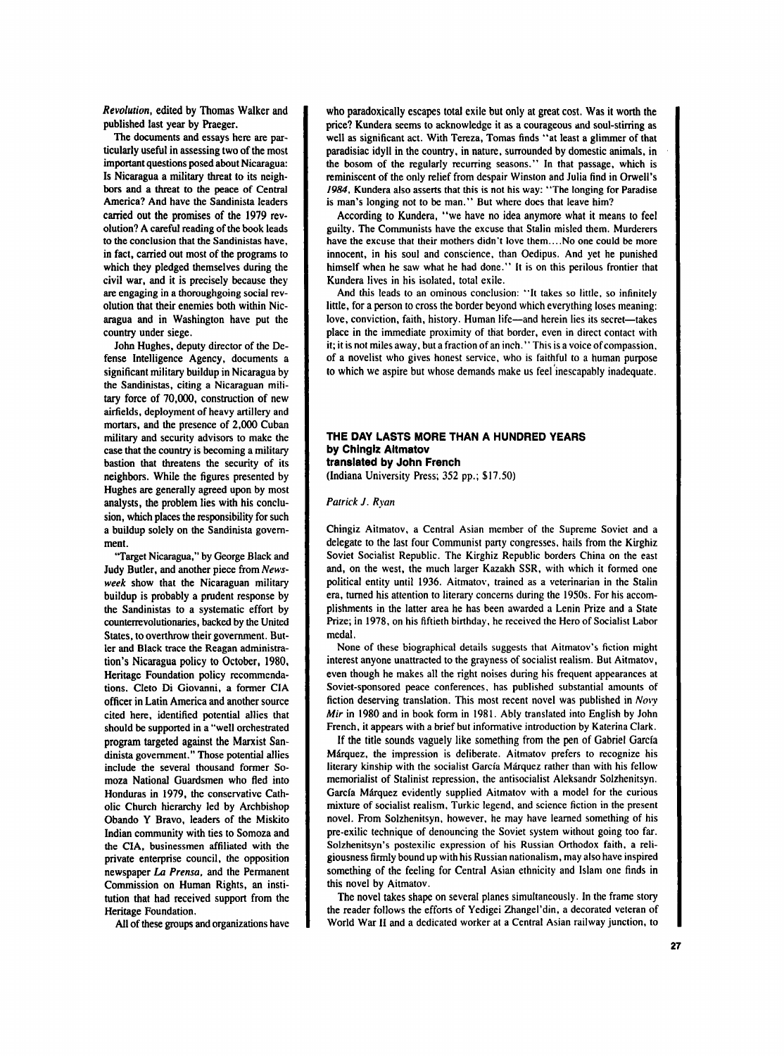*Revolution*, edited by Thomas Walker and published last year by Praeger.

The documents and essays here are particularly useful in assessing two of the most important questions posed about Nicaragua: Is Nicaragua a military threat to its neighbors and a threat to the peace of Central America? And have the Sandinista leaders carried out the promises of the 1979 revolution? A careful reading of the book leads to the conclusion that the Sandinistas have, in fact, carried out most of the programs to which they pledged themselves during the civil war, and it is precisely because they are engaging in a thoroughgoing social revolution that their enemies both within Nicaragua and in Washington have put the country under siege.

John Hughes, deputy director of the Defense Intelligence Agency, documents a significant military buildup in Nicaragua by the Sandinistas, citing a Nicaraguan military force of 70,000, construction of new airfields, deployment of heavy artillery and mortars, and the presence of 2,000 Cuban military and security advisors to make the case that the country is becoming a military bastion that threatens the security of its neighbors. While the figures presented by Hughes are generally agreed upon by most analysts, the problem lies with his conclusion, which places the responsibility for such a buildup solely on the Sandinista government.

"Target Nicaragua," by George Black and Judy Butler, and another piece from *Newsweek* show that the Nicaraguan military buildup is probably a prudent response by the Sandinistas to a systematic effort by counterrevolutionaries, backed by the United States, to overthrow their government. Butler and Black trace the Reagan administration's Nicaragua policy to October, 1980, Heritage Foundation policy recommendations. Cleto Di Giovanni, a former CIA officer in Latin America and another source cited here, identified potential allies that should be supported in a "well orchestrated program targeted against the Marxist Sandinista government." Those potential allies include the several thousand former Somoza National Guardsmen who fled into Honduras in 1979, the conservative Catholic Church hierarchy led by Archbishop Obando Y Bravo, leaders of the Miskito Indian community with ties to Somoza and the CIA, businessmen affiliated with the private enterprise council, the opposition newspaper *La Prensa*, and the Permanent Commission on Human Rights, an institution that had received support from the Heritage Foundation.

All of these groups and organizations have

who paradoxically escapes total exile but only at great cost. Was it worth the price? Kundera seems to acknowledge it as a courageous and soul-stirring as well as significant act. With Tereza, Tomas finds "at least a glimmer of that paradisiac idyll in the country, in nature, surrounded by domestic animals, in the bosom of the regularly recurring seasons." In that passage, which is reminiscent of the only relief from despair Winston and Julia find in Orwell's *1984*, Kundera also asserts that this is not his way: "The longing for Paradise is man's longing not to be man." But where does that leave him?

According to Kundera, "we have no idea anymore what it means to feel guilty. The Communists have the excuse that Stalin misled them. Murderers have the excuse that their mothers didn't love them....No one could be more innocent, in his soul and conscience, than Oedipus. And yet he punished himself when he saw what he had done." It is on this perilous frontier that Kundera lives in his isolated, total exile.

And this leads to an ominous conclusion: "It takes so little, so infinitely little, for a person to cross the border beyond which everything loses meaning: love, conviction, faith, history. Human life—and herein lies its secret—takes place in the immediate proximity of that border, even in direct contact with it; it is not miles away, but a fraction of an inch." This is a voice of compassion, of a novelist who gives honest service, who is faithful to a human purpose to which we aspire but whose demands make us feel inescapably inadequate.

## THE DAY LASTS MORE THAN A HUNDRED YEARS
**by Chingiz Aitmatov**
**translated by John French**
(Indiana University Press; 352 pp.; $17.50)

*Patrick J. Ryan*

Chingiz Aitmatov, a Central Asian member of the Supreme Soviet and a delegate to the last four Communist party congresses, hails from the Kirghiz Soviet Socialist Republic. The Kirghiz Republic borders China on the east and, on the west, the much larger Kazakh SSR, with which it formed one political entity until 1936. Aitmatov, trained as a veterinarian in the Stalin era, turned his attention to literary concerns during the 1950s. For his accomplishments in the latter area he has been awarded a Lenin Prize and a State Prize; in 1978, on his fiftieth birthday, he received the Hero of Socialist Labor medal.

None of these biographical details suggests that Aitmatov's fiction might interest anyone unattracted to the grayness of socialist realism. But Aitmatov, even though he makes all the right noises during his frequent appearances at Soviet-sponsored peace conferences, has published substantial amounts of fiction deserving translation. This most recent novel was published in *Novy Mir* in 1980 and in book form in 1981. Ably translated into English by John French, it appears with a brief but informative introduction by Katerina Clark.

If the title sounds vaguely like something from the pen of Gabriel García Márquez, the impression is deliberate. Aitmatov prefers to recognize his literary kinship with the socialist García Márquez rather than with his fellow memorialist of Stalinist repression, the antisocialist Aleksandr Solzhenitsyn. García Márquez evidently supplied Aitmatov with a model for the curious mixture of socialist realism, Turkic legend, and science fiction in the present novel. From Solzhenitsyn, however, he may have learned something of his pre-exilic technique of denouncing the Soviet system without going too far. Solzhenitsyn's postexilic expression of his Russian Orthodox faith, a religiousness firmly bound up with his Russian nationalism, may also have inspired something of the feeling for Central Asian ethnicity and Islam one finds in this novel by Aitmatov.

The novel takes shape on several planes simultaneously. In the frame story the reader follows the efforts of Yedigei Zhangel'din, a decorated veteran of World War II and a dedicated worker at a Central Asian railway junction, to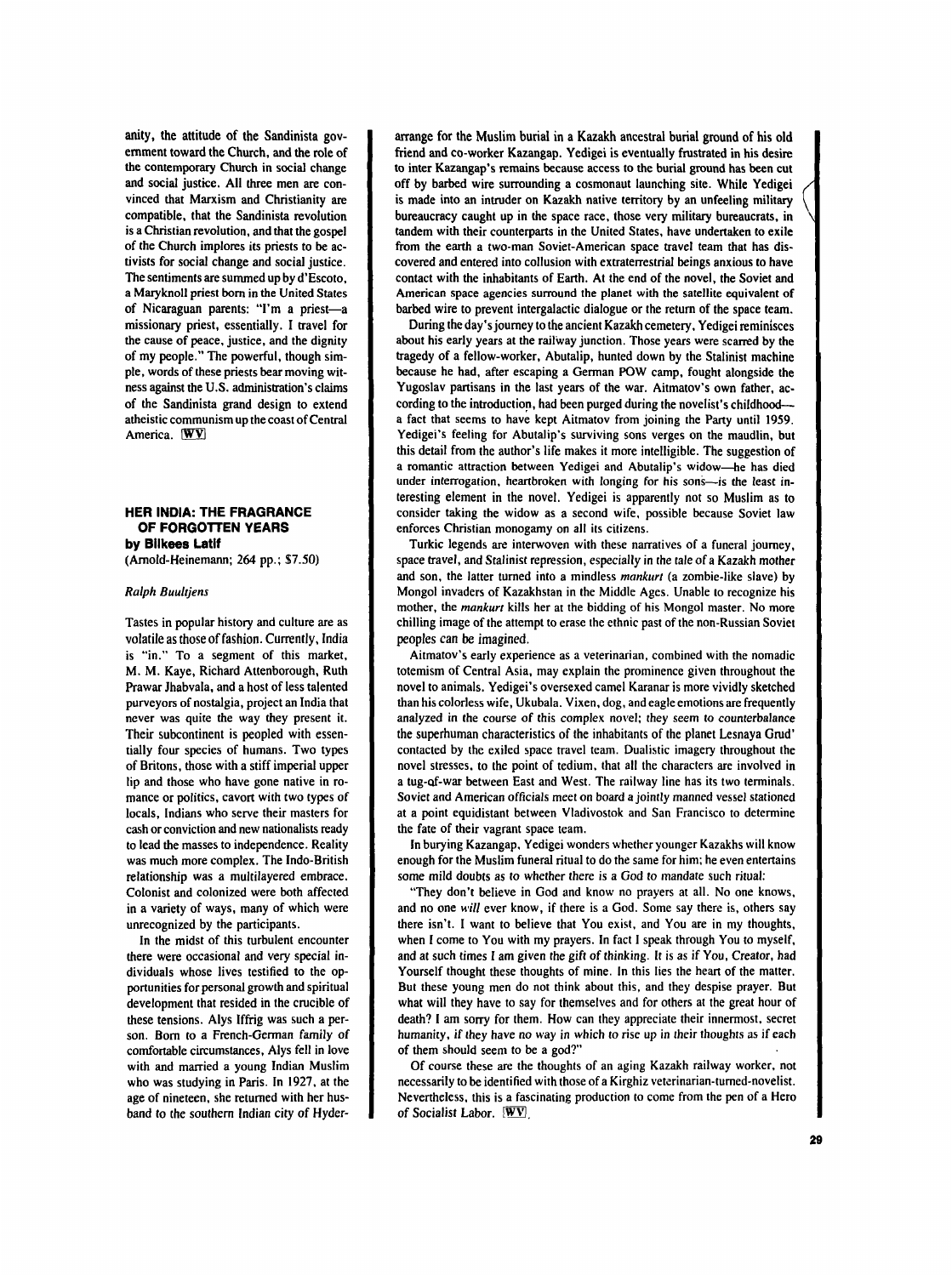anity, the attitude of the Sandinista government toward the Church, and the role of the contemporary Church in social change and social justice. All three men are convinced that Marxism and Christianity are compatible, that the Sandinista revolution is a Christian revolution, and that the gospel of the Church implores its priests to be activists for social change and social justice. The sentiments are summed up by d'Escoto, a Maryknoll priest born in the United States of Nicaraguan parents: "I'm a priest—a missionary priest, essentially. I travel for the cause of peace, justice, and the dignity of my people." The powerful, though simple, words of these priests bear moving witness against the U.S. administration's claims of the Sandinista grand design to extend atheistic communism up the coast of Central America. WV

## HER INDIA: THE FRAGRANCE OF FORGOTTEN YEARS

**by Bilkees Latif**

(Arnold-Heinemann; 264 pp.; $7.50)

*Ralph Buultjens*

Tastes in popular history and culture are as volatile as those of fashion. Currently, India is "in." To a segment of this market, M. M. Kaye, Richard Attenborough, Ruth Prawar Jhabvala, and a host of less talented purveyors of nostalgia, project an India that never was quite the way they present it. Their subcontinent is peopled with essentially four species of humans. Two types of Britons, those with a stiff imperial upper lip and those who have gone native in romance or politics, cavort with two types of locals, Indians who serve their masters for cash or conviction and new nationalists ready to lead the masses to independence. Reality was much more complex. The Indo-British relationship was a multilayered embrace. Colonist and colonized were both affected in a variety of ways, many of which were unrecognized by the participants.

In the midst of this turbulent encounter there were occasional and very special individuals whose lives testified to the opportunities for personal growth and spiritual development that resided in the crucible of these tensions. Alys Iffrig was such a person. Born to a French-German family of comfortable circumstances, Alys fell in love with and married a young Indian Muslim who was studying in Paris. In 1927, at the age of nineteen, she returned with her husband to the southern Indian city of Hyder-

arrange for the Muslim burial in a Kazakh ancestral burial ground of his old friend and co-worker Kazangap. Yedigei is eventually frustrated in his desire to inter Kazangap's remains because access to the burial ground has been cut off by barbed wire surrounding a cosmonaut launching site. While Yedigei is made into an intruder on Kazakh native territory by an unfeeling military bureaucracy caught up in the space race, those very military bureaucrats, in tandem with their counterparts in the United States, have undertaken to exile from the earth a two-man Soviet-American space travel team that has discovered and entered into collusion with extraterrestrial beings anxious to have contact with the inhabitants of Earth. At the end of the novel, the Soviet and American space agencies surround the planet with the satellite equivalent of barbed wire to prevent intergalactic dialogue or the return of the space team.

During the day's journey to the ancient Kazakh cemetery, Yedigei reminisces about his early years at the railway junction. Those years were scarred by the tragedy of a fellow-worker, Abutalip, hunted down by the Stalinist machine because he had, after escaping a German POW camp, fought alongside the Yugoslav partisans in the last years of the war. Aitmatov's own father, according to the introduction, had been purged during the novelist's childhood—a fact that seems to have kept Aitmatov from joining the Party until 1959. Yedigei's feeling for Abutalip's surviving sons verges on the maudlin, but this detail from the author's life makes it more intelligible. The suggestion of a romantic attraction between Yedigei and Abutalip's widow—he has died under interrogation, heartbroken with longing for his sons—is the least interesting element in the novel. Yedigei is apparently not so Muslim as to consider taking the widow as a second wife, possible because Soviet law enforces Christian monogamy on all its citizens.

Turkic legends are interwoven with these narratives of a funeral journey, space travel, and Stalinist repression, especially in the tale of a Kazakh mother and son, the latter turned into a mindless *mankurt* (a zombie-like slave) by Mongol invaders of Kazakhstan in the Middle Ages. Unable to recognize his mother, the *mankurt* kills her at the bidding of his Mongol master. No more chilling image of the attempt to erase the ethnic past of the non-Russian Soviet peoples can be imagined.

Aitmatov's early experience as a veterinarian, combined with the nomadic totemism of Central Asia, may explain the prominence given throughout the novel to animals. Yedigei's oversexed camel Karanar is more vividly sketched than his colorless wife, Ukubala. Vixen, dog, and eagle emotions are frequently analyzed in the course of this complex novel; they seem to counterbalance the superhuman characteristics of the inhabitants of the planet Lesnaya Grud' contacted by the exiled space travel team. Dualistic imagery throughout the novel stresses, to the point of tedium, that all the characters are involved in a tug-of-war between East and West. The railway line has its two terminals. Soviet and American officials meet on board a jointly manned vessel stationed at a point equidistant between Vladivostok and San Francisco to determine the fate of their vagrant space team.

In burying Kazangap, Yedigei wonders whether younger Kazakhs will know enough for the Muslim funeral ritual to do the same for him; he even entertains some mild doubts as to whether there is a God to mandate such ritual:

"They don't believe in God and know no prayers at all. No one knows, and no one *will* ever know, if there is a God. Some say there is, others say there isn't. I want to believe that You exist, and You are in my thoughts, when I come to You with my prayers. In fact I speak through You to myself, and at such times I am given the gift of thinking. It is as if You, Creator, had Yourself thought these thoughts of mine. In this lies the heart of the matter. But these young men do not think about this, and they despise prayer. But what will they have to say for themselves and for others at the great hour of death? I am sorry for them. How can they appreciate their innermost, secret humanity, if they have no way in which to rise up in their thoughts as if each of them should seem to be a god?"

Of course these are the thoughts of an aging Kazakh railway worker, not necessarily to be identified with those of a Kirghiz veterinarian-turned-novelist. Nevertheless, this is a fascinating production to come from the pen of a Hero of Socialist Labor. WV